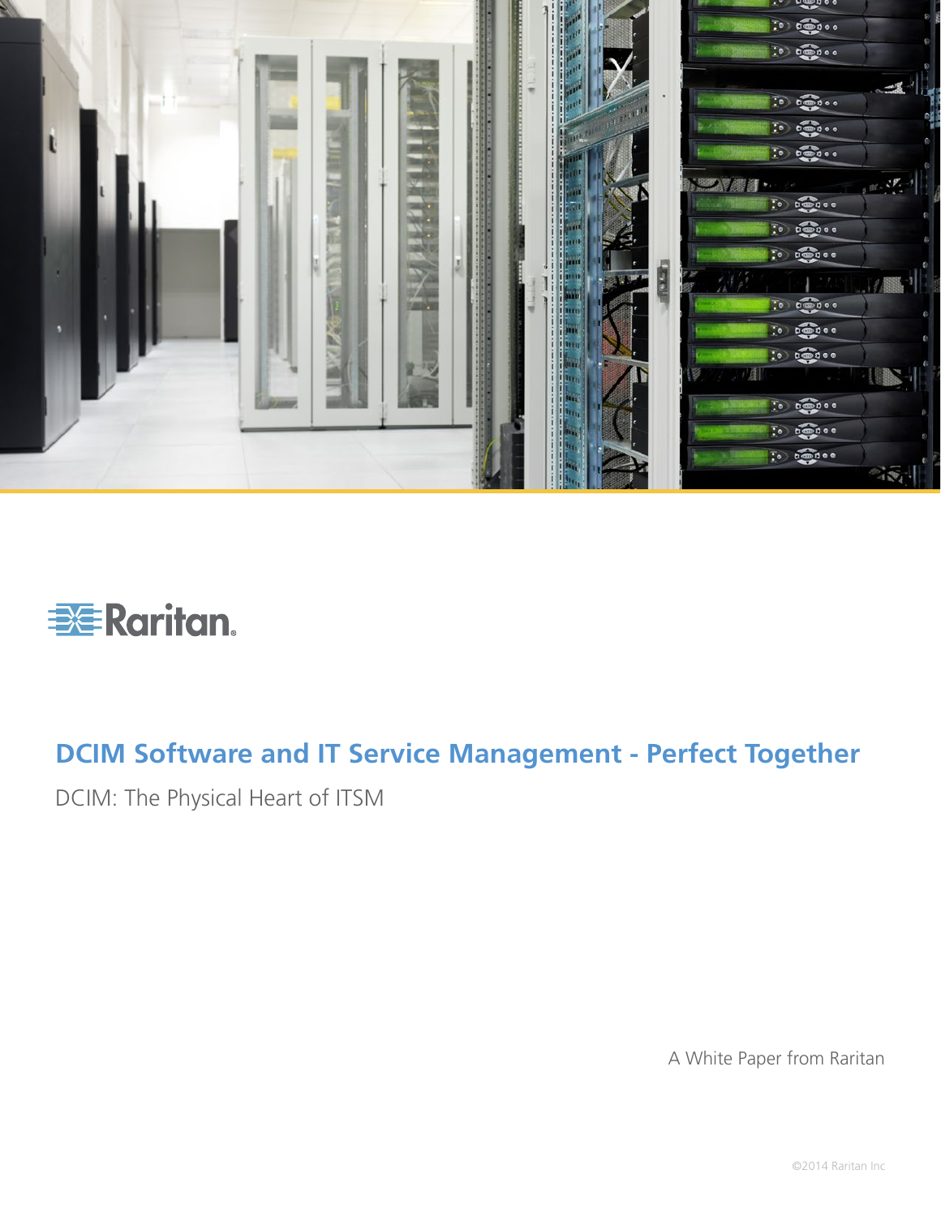Raritan

# DCIM Software and IT Service Management - Perfect Together

DCIM: The Physical Heart of ITSM

A White Paper from Raritan

©2014 Raritan Inc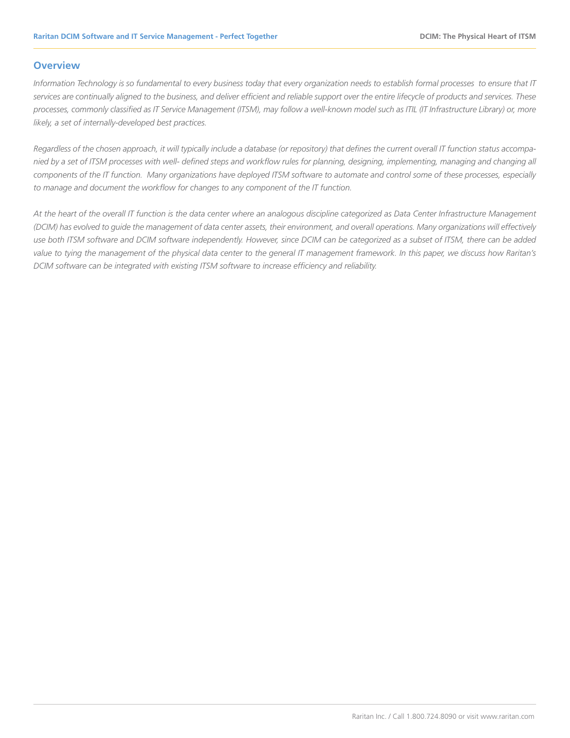## Overview

*Information Technology is so fundamental to every business today that every organization needs to establish formal processes to ensure that IT services are continually aligned to the business, and deliver efficient and reliable support over the entire lifecycle of products and services. These processes, commonly classified as IT Service Management (ITSM), may follow a well-known model such as ITIL (IT Infrastructure Library) or, more likely, a set of internally-developed best practices.*

*Regardless of the chosen approach, it will typically include a database (or repository) that defines the current overall IT function status accompanied by a set of ITSM processes with well- defined steps and workflow rules for planning, designing, implementing, managing and changing all components of the IT function. Many organizations have deployed ITSM software to automate and control some of these processes, especially to manage and document the workflow for changes to any component of the IT function.*

*At the heart of the overall IT function is the data center where an analogous discipline categorized as Data Center Infrastructure Management (DCIM) has evolved to guide the management of data center assets, their environment, and overall operations. Many organizations will effectively use both ITSM software and DCIM software independently. However, since DCIM can be categorized as a subset of ITSM, there can be added value to tying the management of the physical data center to the general IT management framework. In this paper, we discuss how Raritan's DCIM software can be integrated with existing ITSM software to increase efficiency and reliability.*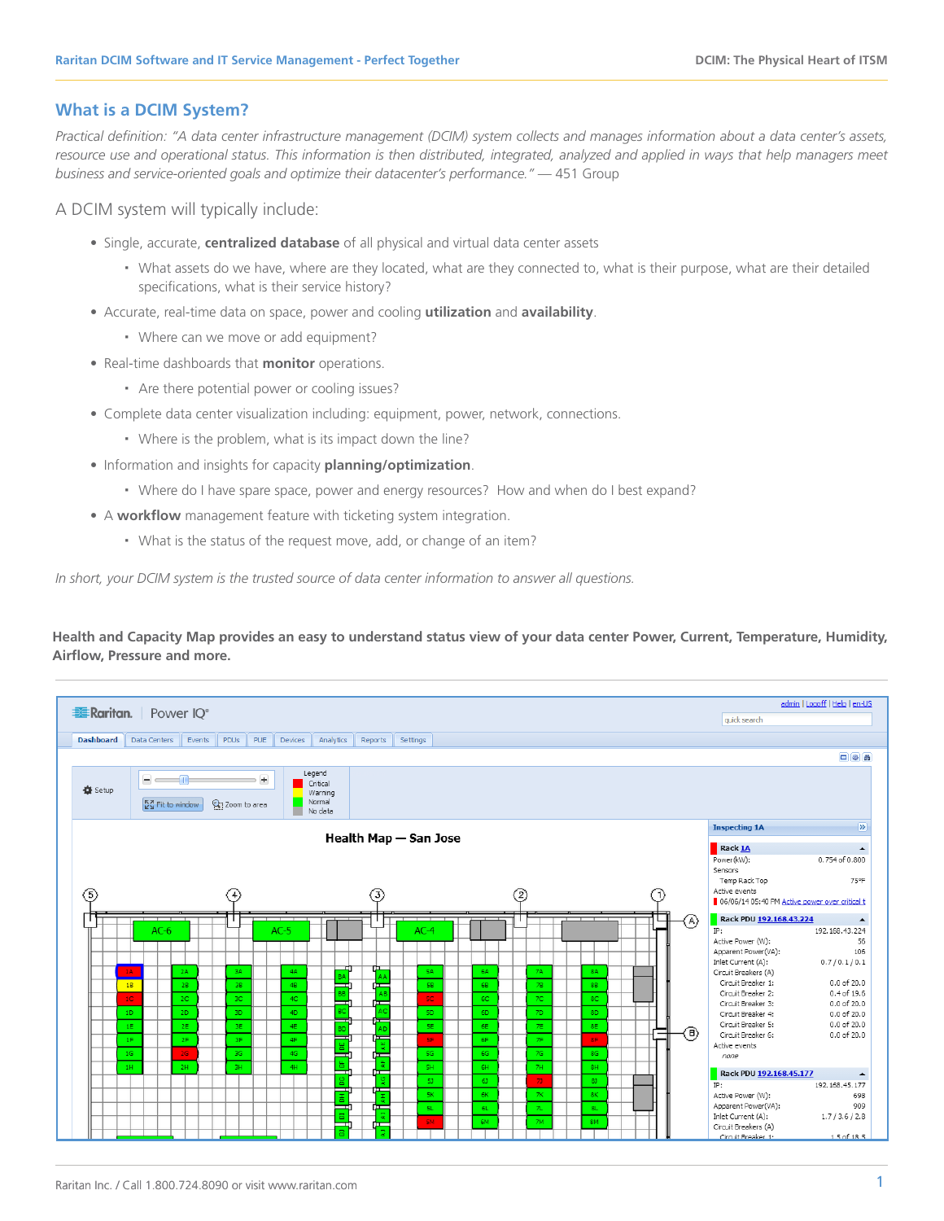## What is a DCIM System?

*Practical definition: "A data center infrastructure management (DCIM) system collects and manages information about a data center's assets, resource use and operational status. This information is then distributed, integrated, analyzed and applied in ways that help managers meet business and service-oriented goals and optimize their datacenter's performance."* — 451 Group

A DCIM system will typically include:

- Single, accurate, **centralized database** of all physical and virtual data center assets
  - What assets do we have, where are they located, what are they connected to, what is their purpose, what are their detailed specifications, what is their service history?
- Accurate, real-time data on space, power and cooling **utilization** and **availability**.
  - Where can we move or add equipment?
- Real-time dashboards that **monitor** operations.
  - Are there potential power or cooling issues?
- Complete data center visualization including: equipment, power, network, connections.
  - Where is the problem, what is its impact down the line?
- Information and insights for capacity **planning/optimization**.
  - Where do I have spare space, power and energy resources? How and when do I best expand?
- A **workflow** management feature with ticketing system integration.
  - What is the status of the request move, add, or change of an item?

*In short, your DCIM system is the trusted source of data center information to answer all questions.*

**Health and Capacity Map provides an easy to understand status view of your data center Power, Current, Temperature, Humidity, Airflow, Pressure and more.**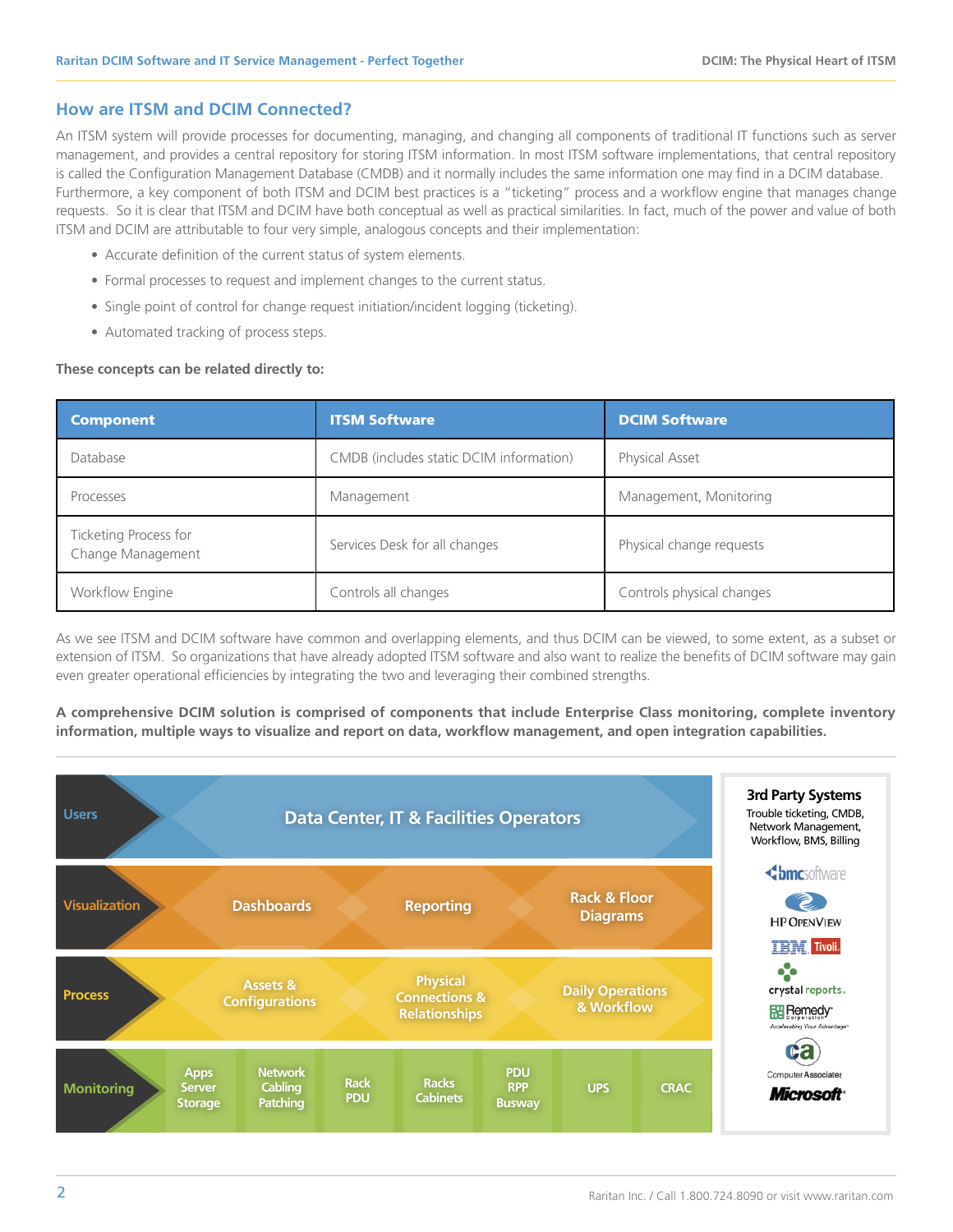## How are ITSM and DCIM Connected?

An ITSM system will provide processes for documenting, managing, and changing all components of traditional IT functions such as server management, and provides a central repository for storing ITSM information. In most ITSM software implementations, that central repository is called the Configuration Management Database (CMDB) and it normally includes the same information one may find in a DCIM database. Furthermore, a key component of both ITSM and DCIM best practices is a "ticketing" process and a workflow engine that manages change requests. So it is clear that ITSM and DCIM have both conceptual as well as practical similarities. In fact, much of the power and value of both ITSM and DCIM are attributable to four very simple, analogous concepts and their implementation:

- Accurate definition of the current status of system elements.
- Formal processes to request and implement changes to the current status.
- Single point of control for change request initiation/incident logging (ticketing).
- Automated tracking of process steps.

**These concepts can be related directly to:**

| Component | ITSM Software | DCIM Software |
|---|---|---|
| Database | CMDB (includes static DCIM information) | Physical Asset |
| Processes | Management | Management, Monitoring |
| Ticketing Process for Change Management | Services Desk for all changes | Physical change requests |
| Workflow Engine | Controls all changes | Controls physical changes |

As we see ITSM and DCIM software have common and overlapping elements, and thus DCIM can be viewed, to some extent, as a subset or extension of ITSM. So organizations that have already adopted ITSM software and also want to realize the benefits of DCIM software may gain even greater operational efficiencies by integrating the two and leveraging their combined strengths.

**A comprehensive DCIM solution is comprised of components that include Enterprise Class monitoring, complete inventory information, multiple ways to visualize and report on data, workflow management, and open integration capabilities.**

| Layer | | | | | | | |
|---|---|---|---|---|---|---|---|
| Users | Data Center, IT & Facilities Operators | | | | | | |
| Visualization | Dashboards | Reporting | Rack & Floor Diagrams | | | | |
| Process | Assets & Configurations | Physical Connections & Relationships | Daily Operations & Workflow | | | | |
| Monitoring | Apps Server Storage | Network Cabling Patching | Rack PDU | Racks Cabinets | PDU RPP Busway | UPS | CRAC |

**3rd Party Systems**
Trouble ticketing, CMDB, Network Management, Workflow, BMS, Billing

bmc software, HP OpenView, IBM Tivoli, crystal reports, Remedy Corporation, Computer Associates, Microsoft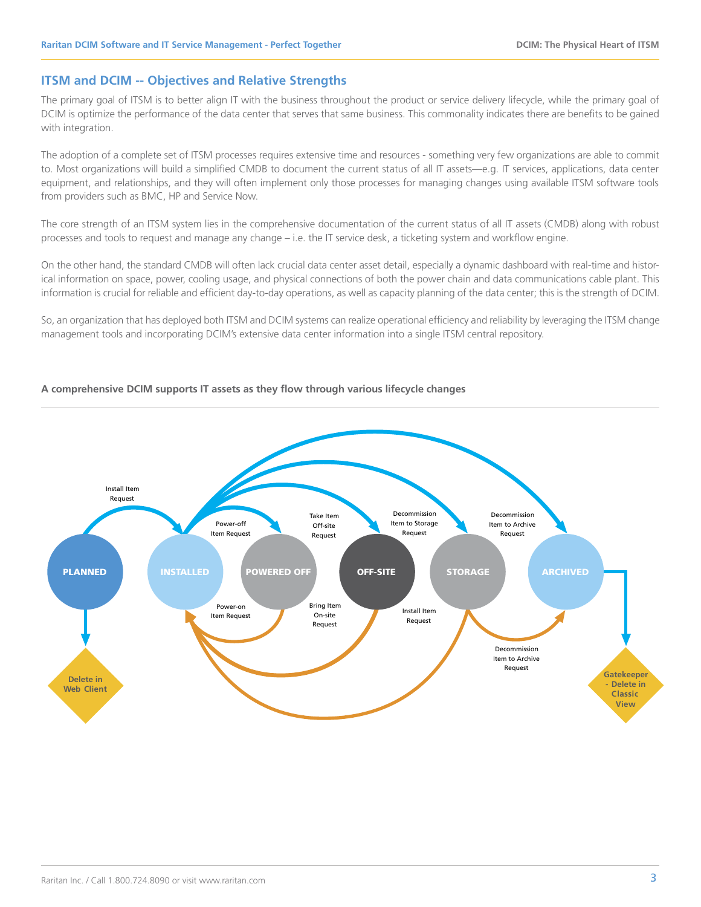## ITSM and DCIM -- Objectives and Relative Strengths

The primary goal of ITSM is to better align IT with the business throughout the product or service delivery lifecycle, while the primary goal of DCIM is optimize the performance of the data center that serves that same business. This commonality indicates there are benefits to be gained with integration.

The adoption of a complete set of ITSM processes requires extensive time and resources - something very few organizations are able to commit to. Most organizations will build a simplified CMDB to document the current status of all IT assets—e.g. IT services, applications, data center equipment, and relationships, and they will often implement only those processes for managing changes using available ITSM software tools from providers such as BMC, HP and Service Now.

The core strength of an ITSM system lies in the comprehensive documentation of the current status of all IT assets (CMDB) along with robust processes and tools to request and manage any change – i.e. the IT service desk, a ticketing system and workflow engine.

On the other hand, the standard CMDB will often lack crucial data center asset detail, especially a dynamic dashboard with real-time and historical information on space, power, cooling usage, and physical connections of both the power chain and data communications cable plant. This information is crucial for reliable and efficient day-to-day operations, as well as capacity planning of the data center; this is the strength of DCIM.

So, an organization that has deployed both ITSM and DCIM systems can realize operational efficiency and reliability by leveraging the ITSM change management tools and incorporating DCIM's extensive data center information into a single ITSM central repository.

**A comprehensive DCIM supports IT assets as they flow through various lifecycle changes**

PLANNED — Install Item Request → INSTALLED

INSTALLED — Power-off Item Request → POWERED OFF

INSTALLED — Take Item Off-site Request → OFF-SITE

INSTALLED — Decommission Item to Storage Request → STORAGE

INSTALLED — Decommission Item to Archive Request → ARCHIVED

POWERED OFF — Power-on Item Request → INSTALLED

OFF-SITE — Bring Item On-site Request → INSTALLED

STORAGE — Install Item Request → INSTALLED

STORAGE — Decommission Item to Archive Request → ARCHIVED

PLANNED → Delete in Web Client

ARCHIVED → Gatekeeper - Delete in Classic View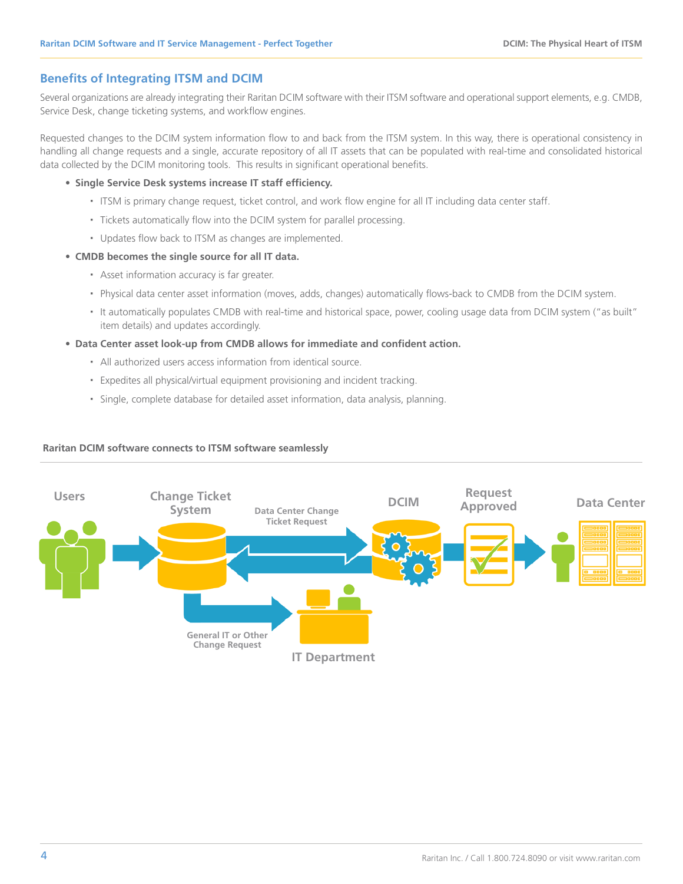## Benefits of Integrating ITSM and DCIM

Several organizations are already integrating their Raritan DCIM software with their ITSM software and operational support elements, e.g. CMDB, Service Desk, change ticketing systems, and workflow engines.

Requested changes to the DCIM system information flow to and back from the ITSM system. In this way, there is operational consistency in handling all change requests and a single, accurate repository of all IT assets that can be populated with real-time and consolidated historical data collected by the DCIM monitoring tools. This results in significant operational benefits.

- **Single Service Desk systems increase IT staff efficiency.**
  - ITSM is primary change request, ticket control, and work flow engine for all IT including data center staff.
  - Tickets automatically flow into the DCIM system for parallel processing.
  - Updates flow back to ITSM as changes are implemented.
- **CMDB becomes the single source for all IT data.**
  - Asset information accuracy is far greater.
  - Physical data center asset information (moves, adds, changes) automatically flows-back to CMDB from the DCIM system.
  - It automatically populates CMDB with real-time and historical space, power, cooling usage data from DCIM system ("as built" item details) and updates accordingly.
- **Data Center asset look-up from CMDB allows for immediate and confident action.**
  - All authorized users access information from identical source.
  - Expedites all physical/virtual equipment provisioning and incident tracking.
  - Single, complete database for detailed asset information, data analysis, planning.

**Raritan DCIM software connects to ITSM software seamlessly**

Users → Change Ticket System → Data Center Change Ticket Request → DCIM → Request Approved → Data Center

Change Ticket System → General IT or Other Change Request → IT Department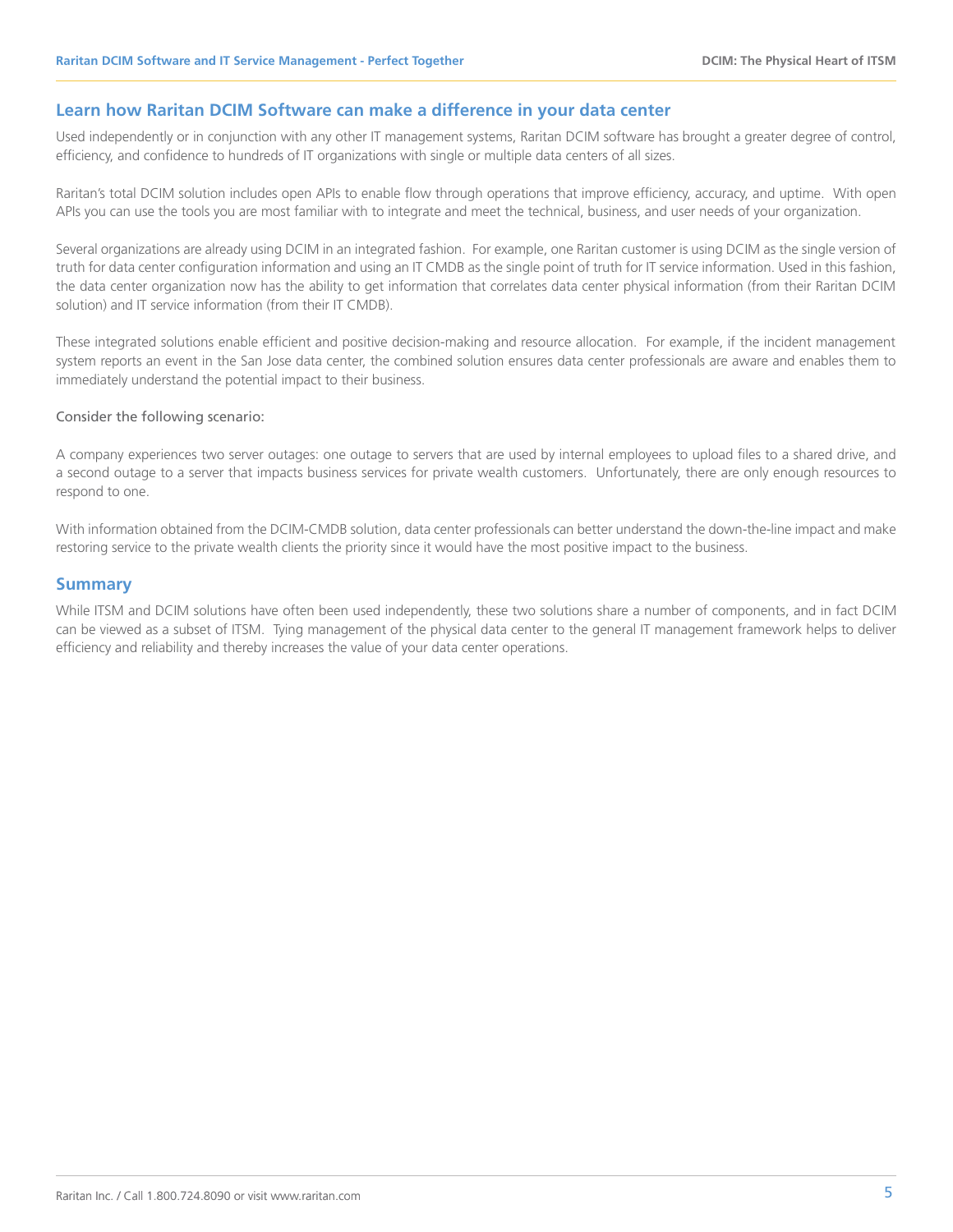## Learn how Raritan DCIM Software can make a difference in your data center

Used independently or in conjunction with any other IT management systems, Raritan DCIM software has brought a greater degree of control, efficiency, and confidence to hundreds of IT organizations with single or multiple data centers of all sizes.

Raritan's total DCIM solution includes open APIs to enable flow through operations that improve efficiency, accuracy, and uptime. With open APIs you can use the tools you are most familiar with to integrate and meet the technical, business, and user needs of your organization.

Several organizations are already using DCIM in an integrated fashion. For example, one Raritan customer is using DCIM as the single version of truth for data center configuration information and using an IT CMDB as the single point of truth for IT service information. Used in this fashion, the data center organization now has the ability to get information that correlates data center physical information (from their Raritan DCIM solution) and IT service information (from their IT CMDB).

These integrated solutions enable efficient and positive decision-making and resource allocation. For example, if the incident management system reports an event in the San Jose data center, the combined solution ensures data center professionals are aware and enables them to immediately understand the potential impact to their business.

Consider the following scenario:

A company experiences two server outages: one outage to servers that are used by internal employees to upload files to a shared drive, and a second outage to a server that impacts business services for private wealth customers. Unfortunately, there are only enough resources to respond to one.

With information obtained from the DCIM-CMDB solution, data center professionals can better understand the down-the-line impact and make restoring service to the private wealth clients the priority since it would have the most positive impact to the business.

## Summary

While ITSM and DCIM solutions have often been used independently, these two solutions share a number of components, and in fact DCIM can be viewed as a subset of ITSM. Tying management of the physical data center to the general IT management framework helps to deliver efficiency and reliability and thereby increases the value of your data center operations.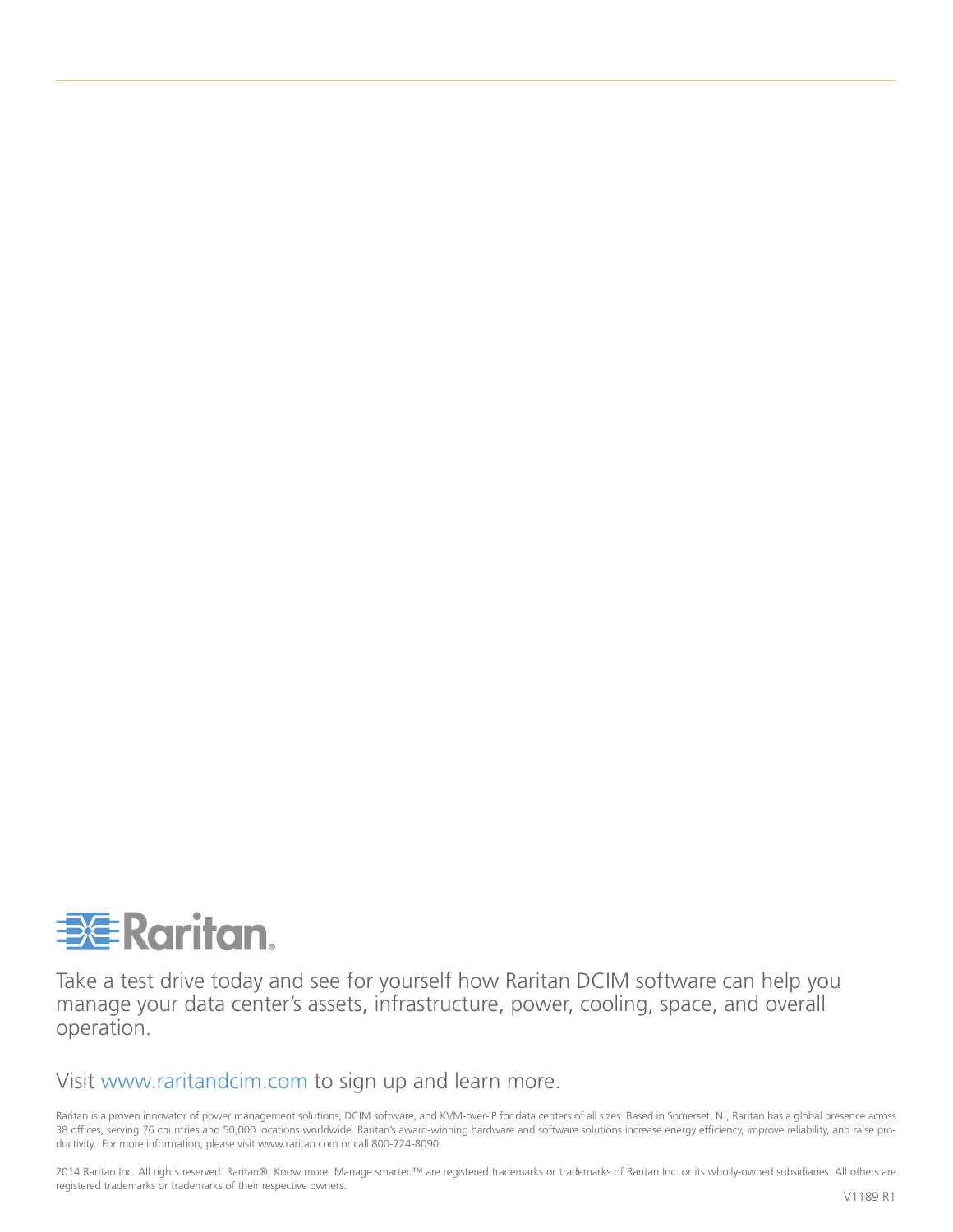Raritan

Take a test drive today and see for yourself how Raritan DCIM software can help you manage your data center's assets, infrastructure, power, cooling, space, and overall operation.

Visit www.raritandcim.com to sign up and learn more.

Raritan is a proven innovator of power management solutions, DCIM software, and KVM-over-IP for data centers of all sizes. Based in Somerset, NJ, Raritan has a global presence across 38 offices, serving 76 countries and 50,000 locations worldwide. Raritan's award-winning hardware and software solutions increase energy efficiency, improve reliability, and raise productivity. For more information, please visit www.raritan.com or call 800-724-8090.

2014 Raritan Inc. All rights reserved. Raritan®, Know more. Manage smarter.™ are registered trademarks or trademarks of Raritan Inc. or its wholly-owned subsidiaries. All others are registered trademarks or trademarks of their respective owners.

V1189 R1